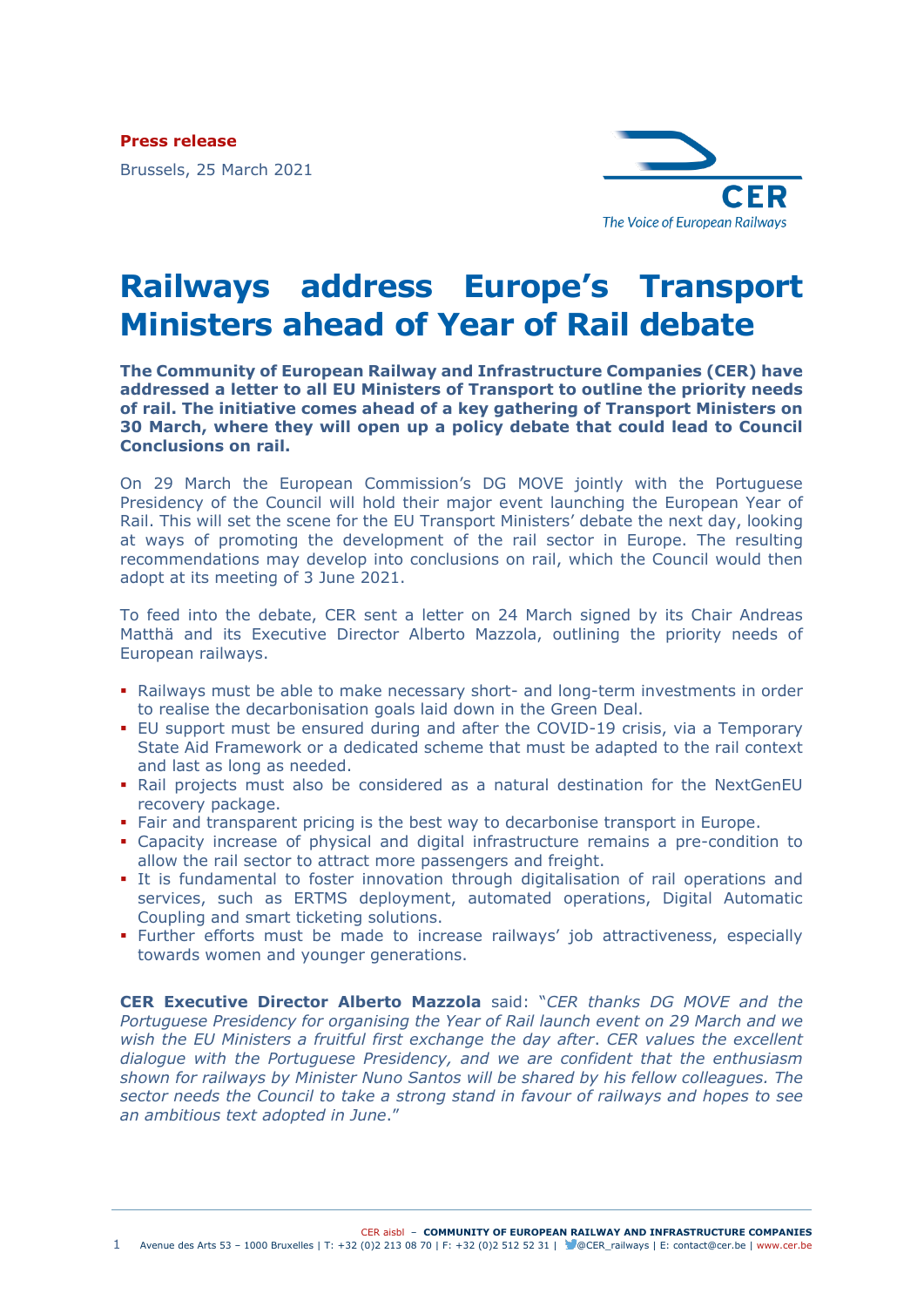**Press release**

Brussels, 25 March 2021

# Railways address Europe's Transport Ministers ahead of Year of Rail debate

**The Community of European Railway and Infrastructure Companies (CER) have addressed a letter to all EU Ministers of Transport to outline the priority needs of rail. The initiative comes ahead of a key gathering of Transport Ministers on 30 March, where they will open up a policy debate that could lead to Council Conclusions on rail.**

On 29 March the European Commission's DG MOVE jointly with the Portuguese Presidency of the Council will hold their major event launching the European Year of Rail. This will set the scene for the EU Transport Ministers' debate the next day, looking at ways of promoting the development of the rail sector in Europe. The resulting recommendations may develop into conclusions on rail, which the Council would then adopt at its meeting of 3 June 2021.

To feed into the debate, CER sent a letter on 24 March signed by its Chair Andreas Matthä and its Executive Director Alberto Mazzola, outlining the priority needs of European railways.

- Railways must be able to make necessary short- and long-term investments in order to realise the decarbonisation goals laid down in the Green Deal.
- EU support must be ensured during and after the COVID-19 crisis, via a Temporary State Aid Framework or a dedicated scheme that must be adapted to the rail context and last as long as needed.
- Rail projects must also be considered as a natural destination for the NextGenEU recovery package.
- Fair and transparent pricing is the best way to decarbonise transport in Europe.
- Capacity increase of physical and digital infrastructure remains a pre-condition to allow the rail sector to attract more passengers and freight.
- It is fundamental to foster innovation through digitalisation of rail operations and services, such as ERTMS deployment, automated operations, Digital Automatic Coupling and smart ticketing solutions.
- Further efforts must be made to increase railways' job attractiveness, especially towards women and younger generations.

**CER Executive Director Alberto Mazzola** said: "*CER thanks DG MOVE and the Portuguese Presidency for organising the Year of Rail launch event on 29 March and we wish the EU Ministers a fruitful first exchange the day after*. *CER values the excellent dialogue with the Portuguese Presidency, and we are confident that the enthusiasm shown for railways by Minister Nuno Santos will be shared by his fellow colleagues. The sector needs the Council to take a strong stand in favour of railways and hopes to see an ambitious text adopted in June*."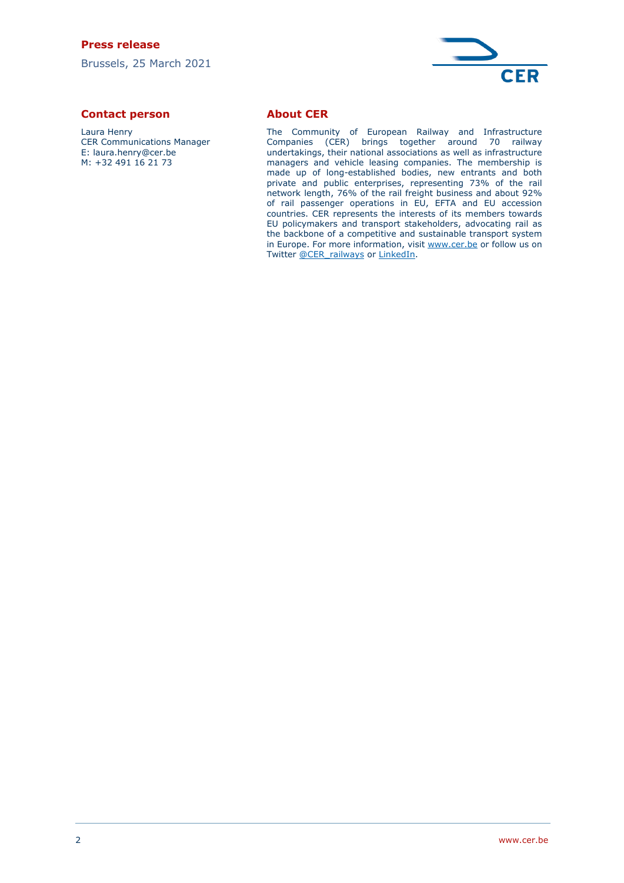**Press release**

Brussels, 25 March 2021

## Contact person

Laura Henry
CER Communications Manager
E: laura.henry@cer.be
M: +32 491 16 21 73

## About CER

The Community of European Railway and Infrastructure Companies (CER) brings together around 70 railway undertakings, their national associations as well as infrastructure managers and vehicle leasing companies. The membership is made up of long-established bodies, new entrants and both private and public enterprises, representing 73% of the rail network length, 76% of the rail freight business and about 92% of rail passenger operations in EU, EFTA and EU accession countries. CER represents the interests of its members towards EU policymakers and transport stakeholders, advocating rail as the backbone of a competitive and sustainable transport system in Europe. For more information, visit [www.cer.be](http://www.cer.be) or follow us on Twitter [@CER_railways](https://twitter.com/CER_railways) or [LinkedIn](https://www.linkedin.com).